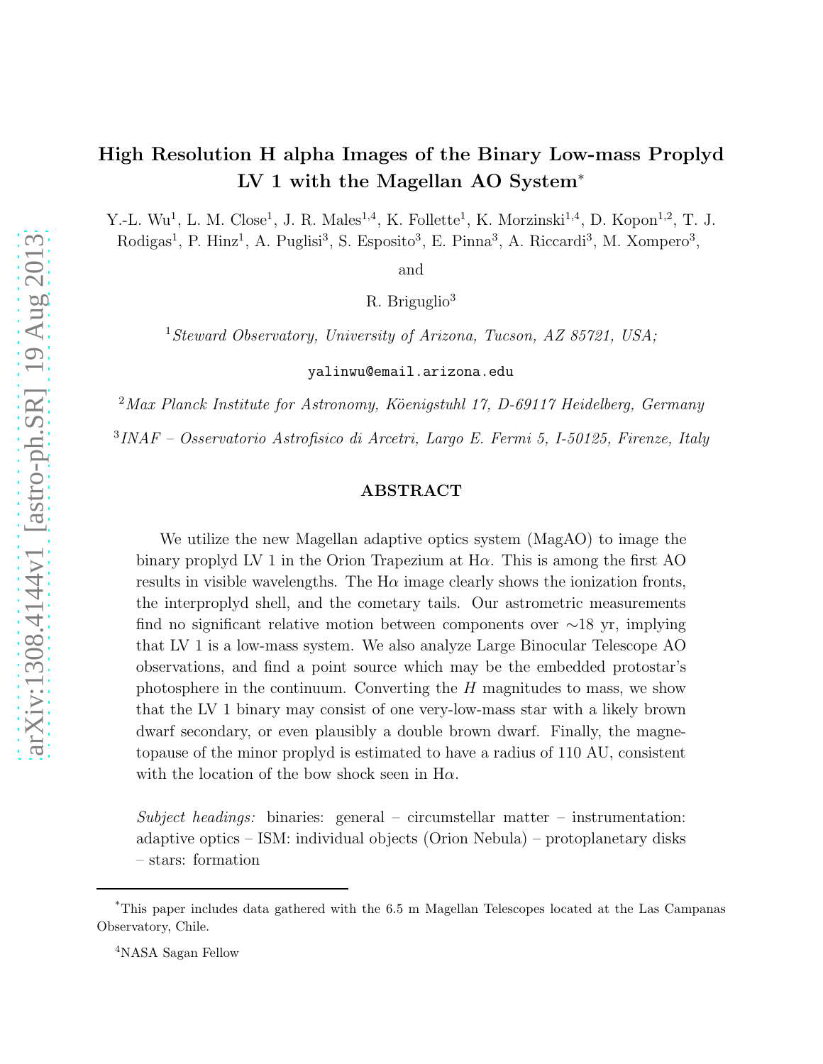# High Resolution H alpha Images of the Binary Low-mass Proplyd LV 1 with the Magellan AO System*

Y.-L. Wu[1], L. M. Close[1], J. R. Males[1,4], K. Follette[1], K. Morzinski[1,4], D. Kopon[1,2], T. J. Rodigas[1], P. Hinz[1], A. Puglisi[3], S. Esposito[3], E. Pinna[3], A. Riccardi[3], M. Xompero[3],

and

R. Briguglio[3]

[1] *Steward Observatory, University of Arizona, Tucson, AZ 85721, USA;*

yalinwu@email.arizona.edu

[2] *Max Planck Institute for Astronomy, Köenigstuhl 17, D-69117 Heidelberg, Germany*

[3] *INAF – Osservatorio Astrofisico di Arcetri, Largo E. Fermi 5, I-50125, Firenze, Italy*

## ABSTRACT

We utilize the new Magellan adaptive optics system (MagAO) to image the binary proplyd LV 1 in the Orion Trapezium at H$\alpha$. This is among the first AO results in visible wavelengths. The H$\alpha$ image clearly shows the ionization fronts, the interproplyd shell, and the cometary tails. Our astrometric measurements find no significant relative motion between components over $\sim$18 yr, implying that LV 1 is a low-mass system. We also analyze Large Binocular Telescope AO observations, and find a point source which may be the embedded protostar's photosphere in the continuum. Converting the $H$ magnitudes to mass, we show that the LV 1 binary may consist of one very-low-mass star with a likely brown dwarf secondary, or even plausibly a double brown dwarf. Finally, the magnetopause of the minor proplyd is estimated to have a radius of 110 AU, consistent with the location of the bow shock seen in H$\alpha$.

*Subject headings:* binaries: general – circumstellar matter – instrumentation: adaptive optics – ISM: individual objects (Orion Nebula) – protoplanetary disks – stars: formation

---

*This paper includes data gathered with the 6.5 m Magellan Telescopes located at the Las Campanas Observatory, Chile.

[4] NASA Sagan Fellow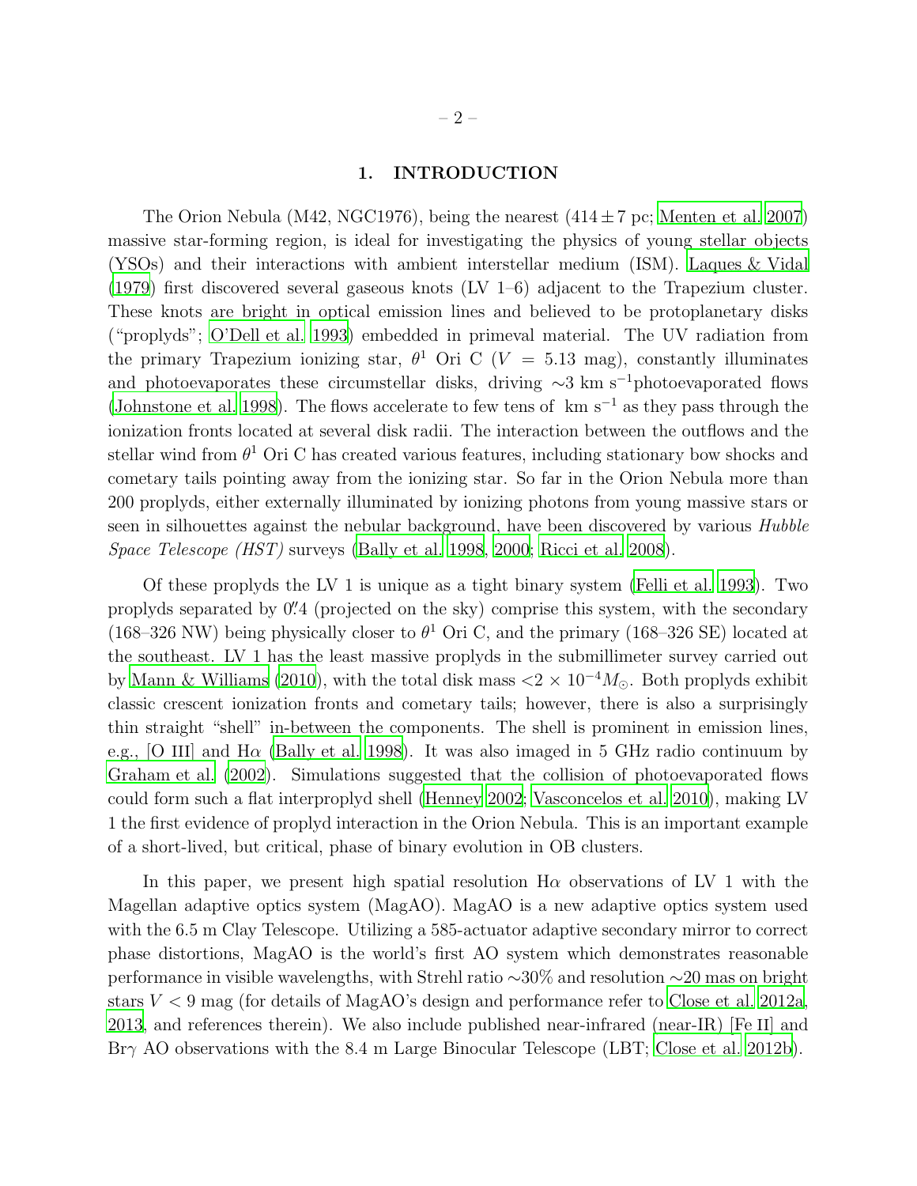## 1. INTRODUCTION

The Orion Nebula (M42, NGC1976), being the nearest ($414 \pm 7$ pc; Menten et al. 2007) massive star-forming region, is ideal for investigating the physics of young stellar objects (YSOs) and their interactions with ambient interstellar medium (ISM). Laques & Vidal (1979) first discovered several gaseous knots (LV 1–6) adjacent to the Trapezium cluster. These knots are bright in optical emission lines and believed to be protoplanetary disks ("proplyds"; O'Dell et al. 1993) embedded in primeval material. The UV radiation from the primary Trapezium ionizing star, $\theta^1$ Ori C ($V = 5.13$ mag), constantly illuminates and photoevaporates these circumstellar disks, driving $\sim$3 km s$^{-1}$photoevaporated flows (Johnstone et al. 1998). The flows accelerate to few tens of km s$^{-1}$ as they pass through the ionization fronts located at several disk radii. The interaction between the outflows and the stellar wind from $\theta^1$ Ori C has created various features, including stationary bow shocks and cometary tails pointing away from the ionizing star. So far in the Orion Nebula more than 200 proplyds, either externally illuminated by ionizing photons from young massive stars or seen in silhouettes against the nebular background, have been discovered by various *Hubble Space Telescope (HST)* surveys (Bally et al. 1998, 2000; Ricci et al. 2008).

Of these proplyds the LV 1 is unique as a tight binary system (Felli et al. 1993). Two proplyds separated by 0.″4 (projected on the sky) comprise this system, with the secondary (168–326 NW) being physically closer to $\theta^1$ Ori C, and the primary (168–326 SE) located at the southeast. LV 1 has the least massive proplyds in the submillimeter survey carried out by Mann & Williams (2010), with the total disk mass $<2 \times 10^{-4} M_{\odot}$. Both proplyds exhibit classic crescent ionization fronts and cometary tails; however, there is also a surprisingly thin straight "shell" in-between the components. The shell is prominent in emission lines, e.g., [O III] and H$\alpha$ (Bally et al. 1998). It was also imaged in 5 GHz radio continuum by Graham et al. (2002). Simulations suggested that the collision of photoevaporated flows could form such a flat interproplyd shell (Henney 2002; Vasconcelos et al. 2010), making LV 1 the first evidence of proplyd interaction in the Orion Nebula. This is an important example of a short-lived, but critical, phase of binary evolution in OB clusters.

In this paper, we present high spatial resolution H$\alpha$ observations of LV 1 with the Magellan adaptive optics system (MagAO). MagAO is a new adaptive optics system used with the 6.5 m Clay Telescope. Utilizing a 585-actuator adaptive secondary mirror to correct phase distortions, MagAO is the world's first AO system which demonstrates reasonable performance in visible wavelengths, with Strehl ratio $\sim$30% and resolution $\sim$20 mas on bright stars $V < 9$ mag (for details of MagAO's design and performance refer to Close et al. 2012a, 2013, and references therein). We also include published near-infrared (near-IR) [Fe II] and Br$\gamma$ AO observations with the 8.4 m Large Binocular Telescope (LBT; Close et al. 2012b).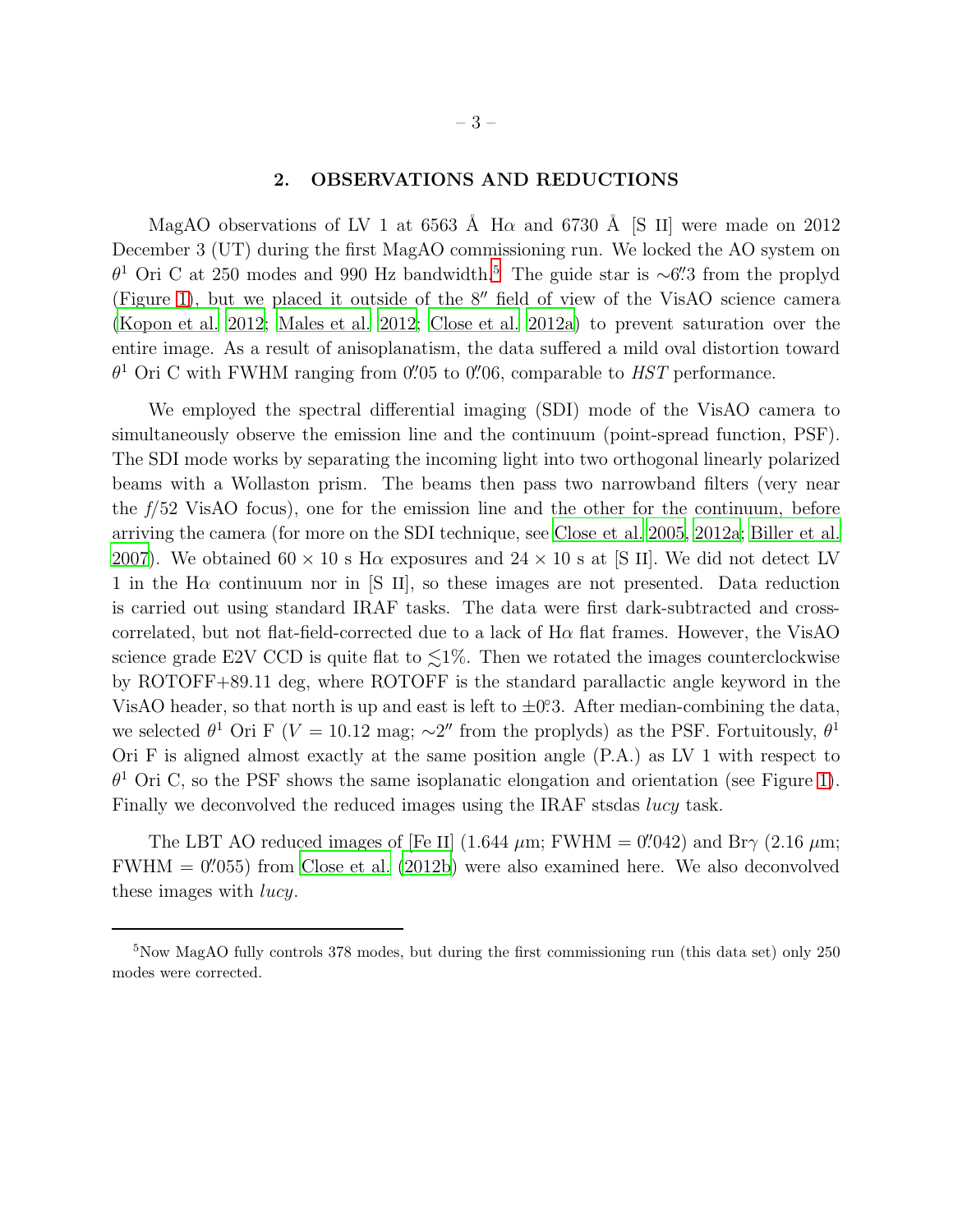## 2. OBSERVATIONS AND REDUCTIONS

MagAO observations of LV 1 at 6563 Å Hα and 6730 Å [S II] were made on 2012 December 3 (UT) during the first MagAO commissioning run. We locked the AO system on $\theta^1$ Ori C at 250 modes and 990 Hz bandwidth.[5] The guide star is $\sim$6.″3 from the proplyd (Figure 1), but we placed it outside of the 8″ field of view of the VisAO science camera (Kopon et al. 2012; Males et al. 2012; Close et al. 2012a) to prevent saturation over the entire image. As a result of anisoplanatism, the data suffered a mild oval distortion toward $\theta^1$ Ori C with FWHM ranging from 0.″05 to 0.″06, comparable to *HST* performance.

We employed the spectral differential imaging (SDI) mode of the VisAO camera to simultaneously observe the emission line and the continuum (point-spread function, PSF). The SDI mode works by separating the incoming light into two orthogonal linearly polarized beams with a Wollaston prism. The beams then pass two narrowband filters (very near the $f$/52 VisAO focus), one for the emission line and the other for the continuum, before arriving the camera (for more on the SDI technique, see Close et al. 2005, 2012a; Biller et al. 2007). We obtained 60 × 10 s Hα exposures and 24 × 10 s at [S II]. We did not detect LV 1 in the Hα continuum nor in [S II], so these images are not presented. Data reduction is carried out using standard IRAF tasks. The data were first dark-subtracted and cross-correlated, but not flat-field-corrected due to a lack of Hα flat frames. However, the VisAO science grade E2V CCD is quite flat to $\lesssim$1%. Then we rotated the images counterclockwise by ROTOFF+89.11 deg, where ROTOFF is the standard parallactic angle keyword in the VisAO header, so that north is up and east is left to ±0.°3. After median-combining the data, we selected $\theta^1$ Ori F ($V$ = 10.12 mag; $\sim$2″ from the proplyds) as the PSF. Fortuitously, $\theta^1$ Ori F is aligned almost exactly at the same position angle (P.A.) as LV 1 with respect to $\theta^1$ Ori C, so the PSF shows the same isoplanatic elongation and orientation (see Figure 1). Finally we deconvolved the reduced images using the IRAF stsdas *lucy* task.

The LBT AO reduced images of [Fe II] (1.644 $\mu$m; FWHM = 0.″042) and Brγ (2.16 $\mu$m; FWHM = 0.″055) from Close et al. (2012b) were also examined here. We also deconvolved these images with *lucy*.

---

[5] Now MagAO fully controls 378 modes, but during the first commissioning run (this data set) only 250 modes were corrected.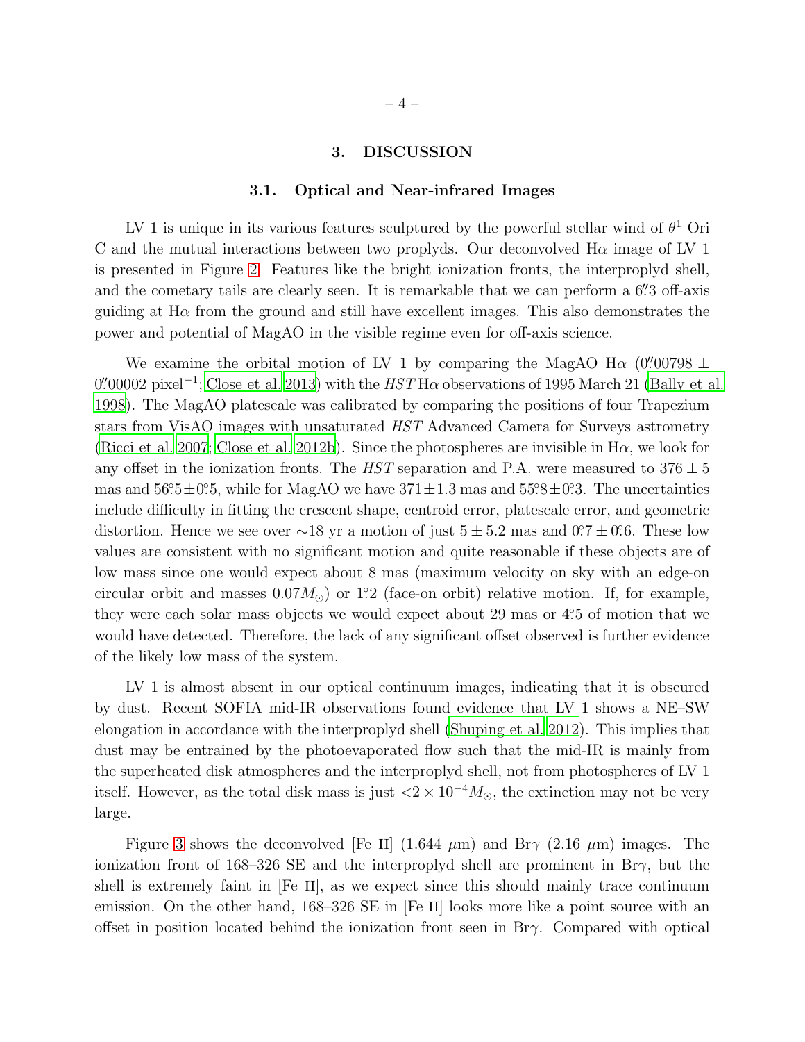## 3. DISCUSSION

### 3.1. Optical and Near-infrared Images

LV 1 is unique in its various features sculptured by the powerful stellar wind of $\theta^1$ Ori C and the mutual interactions between two proplyds. Our deconvolved H$\alpha$ image of LV 1 is presented in Figure 2. Features like the bright ionization fronts, the interproplyd shell, and the cometary tails are clearly seen. It is remarkable that we can perform a $6\farcs3$ off-axis guiding at H$\alpha$ from the ground and still have excellent images. This also demonstrates the power and potential of MagAO in the visible regime even for off-axis science.

We examine the orbital motion of LV 1 by comparing the MagAO H$\alpha$ ($0\farcs00798 \pm 0\farcs00002$ pixel$^{-1}$; Close et al. 2013) with the *HST* H$\alpha$ observations of 1995 March 21 (Bally et al. 1998). The MagAO platescale was calibrated by comparing the positions of four Trapezium stars from VisAO images with unsaturated *HST* Advanced Camera for Surveys astrometry (Ricci et al. 2007; Close et al. 2012b). Since the photospheres are invisible in H$\alpha$, we look for any offset in the ionization fronts. The *HST* separation and P.A. were measured to $376 \pm 5$ mas and $56\fdg5 \pm 0\fdg5$, while for MagAO we have $371 \pm 1.3$ mas and $55\fdg8 \pm 0\fdg3$. The uncertainties include difficulty in fitting the crescent shape, centroid error, platescale error, and geometric distortion. Hence we see over $\sim$18 yr a motion of just $5 \pm 5.2$ mas and $0\fdg7 \pm 0\fdg6$. These low values are consistent with no significant motion and quite reasonable if these objects are of low mass since one would expect about 8 mas (maximum velocity on sky with an edge-on circular orbit and masses $0.07 M_\odot$) or $1\fdg2$ (face-on orbit) relative motion. If, for example, they were each solar mass objects we would expect about 29 mas or $4\fdg5$ of motion that we would have detected. Therefore, the lack of any significant offset observed is further evidence of the likely low mass of the system.

LV 1 is almost absent in our optical continuum images, indicating that it is obscured by dust. Recent SOFIA mid-IR observations found evidence that LV 1 shows a NE–SW elongation in accordance with the interproplyd shell (Shuping et al. 2012). This implies that dust may be entrained by the photoevaporated flow such that the mid-IR is mainly from the superheated disk atmospheres and the interproplyd shell, not from photospheres of LV 1 itself. However, as the total disk mass is just $<2 \times 10^{-4} M_\odot$, the extinction may not be very large.

Figure 3 shows the deconvolved [Fe II] (1.644 $\mu$m) and Br$\gamma$ (2.16 $\mu$m) images. The ionization front of 168–326 SE and the interproplyd shell are prominent in Br$\gamma$, but the shell is extremely faint in [Fe II], as we expect since this should mainly trace continuum emission. On the other hand, 168–326 SE in [Fe II] looks more like a point source with an offset in position located behind the ionization front seen in Br$\gamma$. Compared with optical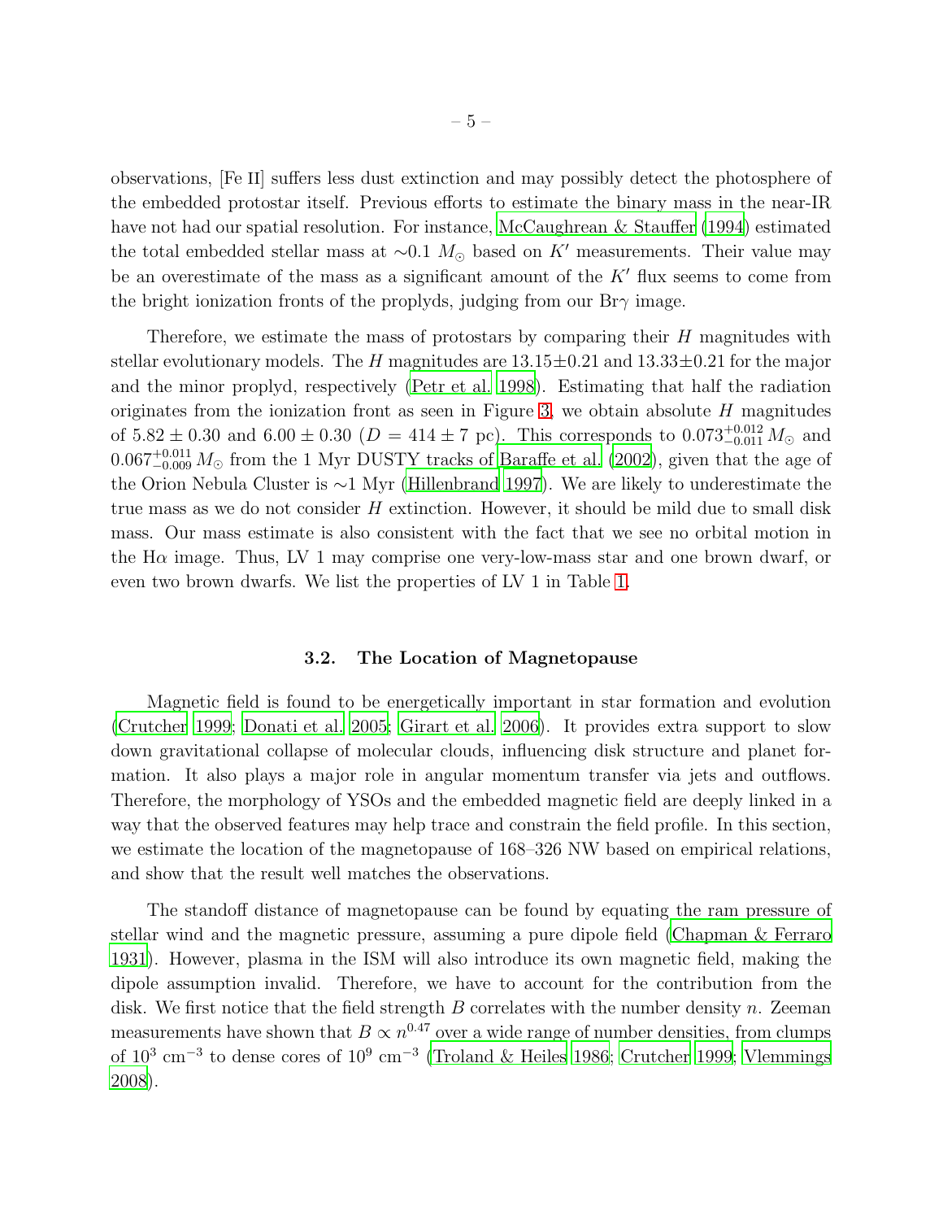observations, [Fe II] suffers less dust extinction and may possibly detect the photosphere of the embedded protostar itself. Previous efforts to estimate the binary mass in the near-IR have not had our spatial resolution. For instance, McCaughrean & Stauffer (1994) estimated the total embedded stellar mass at $\sim$0.1 $M_\odot$ based on $K'$ measurements. Their value may be an overestimate of the mass as a significant amount of the $K'$ flux seems to come from the bright ionization fronts of the proplyds, judging from our Br$\gamma$ image.

Therefore, we estimate the mass of protostars by comparing their $H$ magnitudes with stellar evolutionary models. The $H$ magnitudes are 13.15$\pm$0.21 and 13.33$\pm$0.21 for the major and the minor proplyd, respectively (Petr et al. 1998). Estimating that half the radiation originates from the ionization front as seen in Figure 3, we obtain absolute $H$ magnitudes of $5.82 \pm 0.30$ and $6.00 \pm 0.30$ ($D = 414 \pm 7$ pc). This corresponds to $0.073^{+0.012}_{-0.011}\,M_\odot$ and $0.067^{+0.011}_{-0.009}\,M_\odot$ from the 1 Myr DUSTY tracks of Baraffe et al. (2002), given that the age of the Orion Nebula Cluster is $\sim$1 Myr (Hillenbrand 1997). We are likely to underestimate the true mass as we do not consider $H$ extinction. However, it should be mild due to small disk mass. Our mass estimate is also consistent with the fact that we see no orbital motion in the H$\alpha$ image. Thus, LV 1 may comprise one very-low-mass star and one brown dwarf, or even two brown dwarfs. We list the properties of LV 1 in Table 1.

### 3.2. The Location of Magnetopause

Magnetic field is found to be energetically important in star formation and evolution (Crutcher 1999; Donati et al. 2005; Girart et al. 2006). It provides extra support to slow down gravitational collapse of molecular clouds, influencing disk structure and planet formation. It also plays a major role in angular momentum transfer via jets and outflows. Therefore, the morphology of YSOs and the embedded magnetic field are deeply linked in a way that the observed features may help trace and constrain the field profile. In this section, we estimate the location of the magnetopause of 168–326 NW based on empirical relations, and show that the result well matches the observations.

The standoff distance of magnetopause can be found by equating the ram pressure of stellar wind and the magnetic pressure, assuming a pure dipole field (Chapman & Ferraro 1931). However, plasma in the ISM will also introduce its own magnetic field, making the dipole assumption invalid. Therefore, we have to account for the contribution from the disk. We first notice that the field strength $B$ correlates with the number density $n$. Zeeman measurements have shown that $B \propto n^{0.47}$ over a wide range of number densities, from clumps of $10^3$ cm$^{-3}$ to dense cores of $10^9$ cm$^{-3}$ (Troland & Heiles 1986; Crutcher 1999; Vlemmings 2008).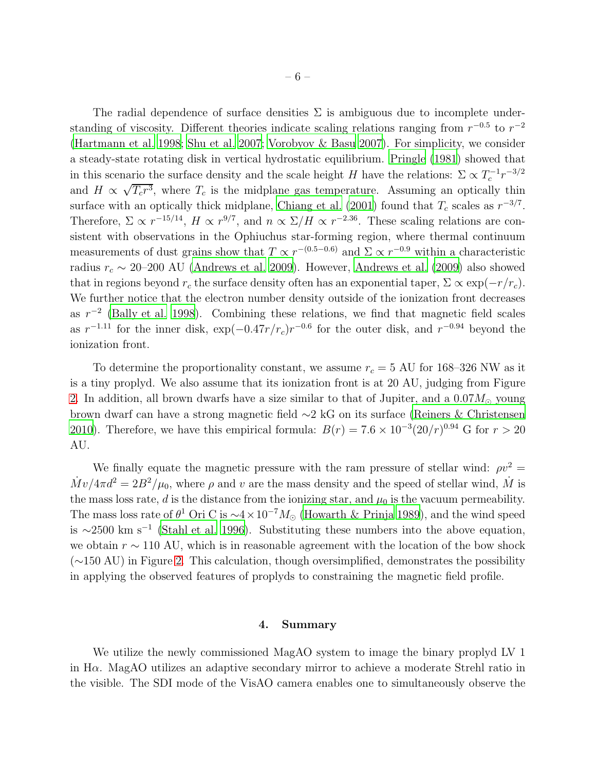The radial dependence of surface densities $\Sigma$ is ambiguous due to incomplete understanding of viscosity. Different theories indicate scaling relations ranging from $r^{-0.5}$ to $r^{-2}$ (Hartmann et al. 1998; Shu et al. 2007; Vorobyov & Basu 2007). For simplicity, we consider a steady-state rotating disk in vertical hydrostatic equilibrium. Pringle (1981) showed that in this scenario the surface density and the scale height $H$ have the relations: $\Sigma \propto T_c^{-1} r^{-3/2}$ and $H \propto \sqrt{T_c r^3}$, where $T_c$ is the midplane gas temperature. Assuming an optically thin surface with an optically thick midplane, Chiang et al. (2001) found that $T_c$ scales as $r^{-3/7}$. Therefore, $\Sigma \propto r^{-15/14}$, $H \propto r^{9/7}$, and $n \propto \Sigma/H \propto r^{-2.36}$. These scaling relations are consistent with observations in the Ophiuchus star-forming region, where thermal continuum measurements of dust grains show that $T \propto r^{-(0.5-0.6)}$ and $\Sigma \propto r^{-0.9}$ within a characteristic radius $r_c \sim$ 20–200 AU (Andrews et al. 2009). However, Andrews et al. (2009) also showed that in regions beyond $r_c$ the surface density often has an exponential taper, $\Sigma \propto \exp(-r/r_c)$. We further notice that the electron number density outside of the ionization front decreases as $r^{-2}$ (Bally et al. 1998). Combining these relations, we find that magnetic field scales as $r^{-1.11}$ for the inner disk, $\exp(-0.47r/r_c)r^{-0.6}$ for the outer disk, and $r^{-0.94}$ beyond the ionization front.

To determine the proportionality constant, we assume $r_c = 5$ AU for 168–326 NW as it is a tiny proplyd. We also assume that its ionization front is at 20 AU, judging from Figure 2. In addition, all brown dwarfs have a size similar to that of Jupiter, and a $0.07M_{\odot}$ young brown dwarf can have a strong magnetic field $\sim$2 kG on its surface (Reiners & Christensen 2010). Therefore, we have this empirical formula: $B(r) = 7.6 \times 10^{-3}(20/r)^{0.94}$ G for $r > 20$ AU.

We finally equate the magnetic pressure with the ram pressure of stellar wind: $\rho v^2 = \dot{M}v/4\pi d^2 = 2B^2/\mu_0$, where $\rho$ and $v$ are the mass density and the speed of stellar wind, $\dot{M}$ is the mass loss rate, $d$ is the distance from the ionizing star, and $\mu_0$ is the vacuum permeability. The mass loss rate of $\theta^1$ Ori C is $\sim 4 \times 10^{-7} M_{\odot}$ (Howarth & Prinja 1989), and the wind speed is $\sim$2500 km s$^{-1}$ (Stahl et al. 1996). Substituting these numbers into the above equation, we obtain $r \sim 110$ AU, which is in reasonable agreement with the location of the bow shock ($\sim$150 AU) in Figure 2. This calculation, though oversimplified, demonstrates the possibility in applying the observed features of proplyds to constraining the magnetic field profile.

## 4. Summary

We utilize the newly commissioned MagAO system to image the binary proplyd LV 1 in H$\alpha$. MagAO utilizes an adaptive secondary mirror to achieve a moderate Strehl ratio in the visible. The SDI mode of the VisAO camera enables one to simultaneously observe the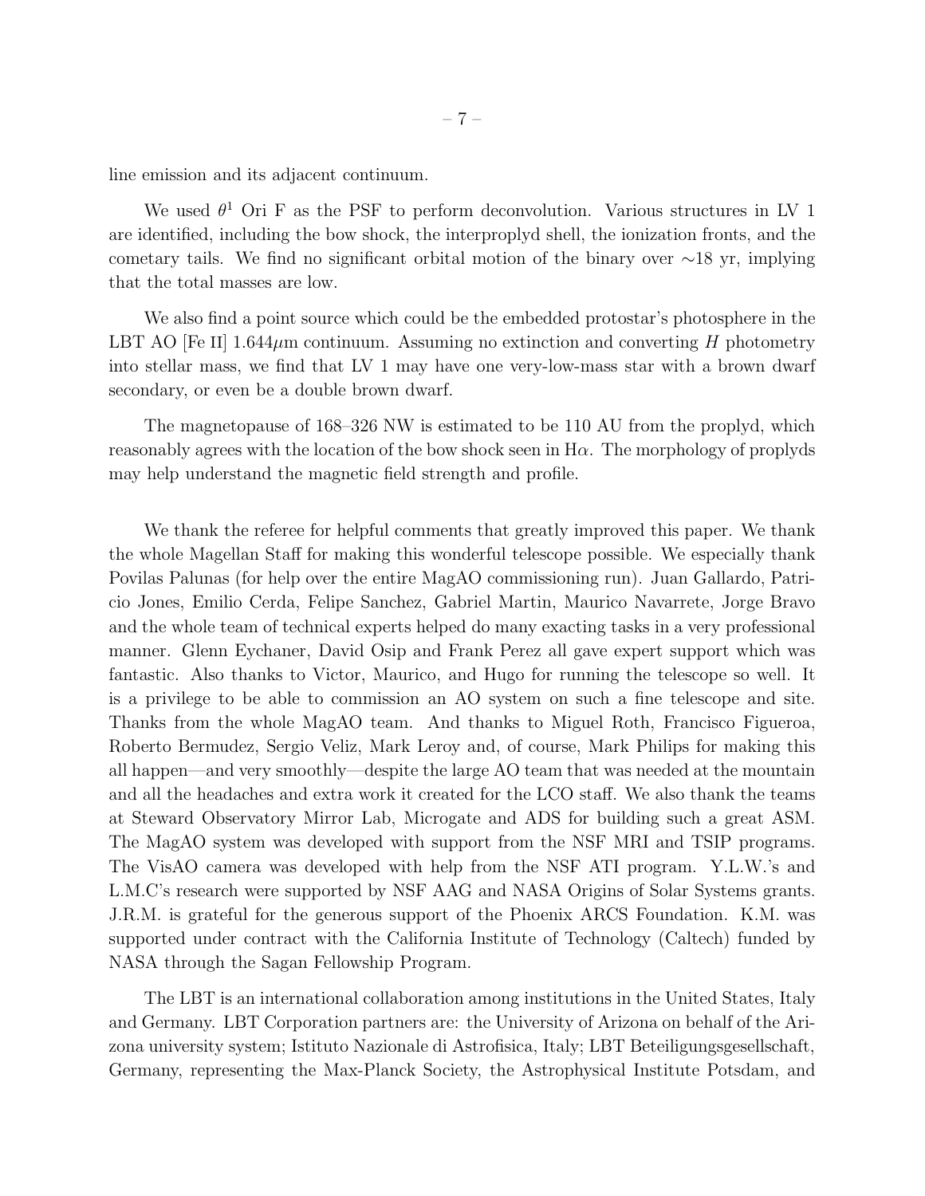line emission and its adjacent continuum.

We used $\theta^1$ Ori F as the PSF to perform deconvolution. Various structures in LV 1 are identified, including the bow shock, the interproplyd shell, the ionization fronts, and the cometary tails. We find no significant orbital motion of the binary over ∼18 yr, implying that the total masses are low.

We also find a point source which could be the embedded protostar's photosphere in the LBT AO [Fe II] 1.644$\mu$m continuum. Assuming no extinction and converting $H$ photometry into stellar mass, we find that LV 1 may have one very-low-mass star with a brown dwarf secondary, or even be a double brown dwarf.

The magnetopause of 168–326 NW is estimated to be 110 AU from the proplyd, which reasonably agrees with the location of the bow shock seen in H$\alpha$. The morphology of proplyds may help understand the magnetic field strength and profile.

We thank the referee for helpful comments that greatly improved this paper. We thank the whole Magellan Staff for making this wonderful telescope possible. We especially thank Povilas Palunas (for help over the entire MagAO commissioning run). Juan Gallardo, Patricio Jones, Emilio Cerda, Felipe Sanchez, Gabriel Martin, Maurico Navarrete, Jorge Bravo and the whole team of technical experts helped do many exacting tasks in a very professional manner. Glenn Eychaner, David Osip and Frank Perez all gave expert support which was fantastic. Also thanks to Victor, Maurico, and Hugo for running the telescope so well. It is a privilege to be able to commission an AO system on such a fine telescope and site. Thanks from the whole MagAO team. And thanks to Miguel Roth, Francisco Figueroa, Roberto Bermudez, Sergio Veliz, Mark Leroy and, of course, Mark Philips for making this all happen—and very smoothly—despite the large AO team that was needed at the mountain and all the headaches and extra work it created for the LCO staff. We also thank the teams at Steward Observatory Mirror Lab, Microgate and ADS for building such a great ASM. The MagAO system was developed with support from the NSF MRI and TSIP programs. The VisAO camera was developed with help from the NSF ATI program. Y.L.W.'s and L.M.C's research were supported by NSF AAG and NASA Origins of Solar Systems grants. J.R.M. is grateful for the generous support of the Phoenix ARCS Foundation. K.M. was supported under contract with the California Institute of Technology (Caltech) funded by NASA through the Sagan Fellowship Program.

The LBT is an international collaboration among institutions in the United States, Italy and Germany. LBT Corporation partners are: the University of Arizona on behalf of the Arizona university system; Istituto Nazionale di Astrofisica, Italy; LBT Beteiligungsgesellschaft, Germany, representing the Max-Planck Society, the Astrophysical Institute Potsdam, and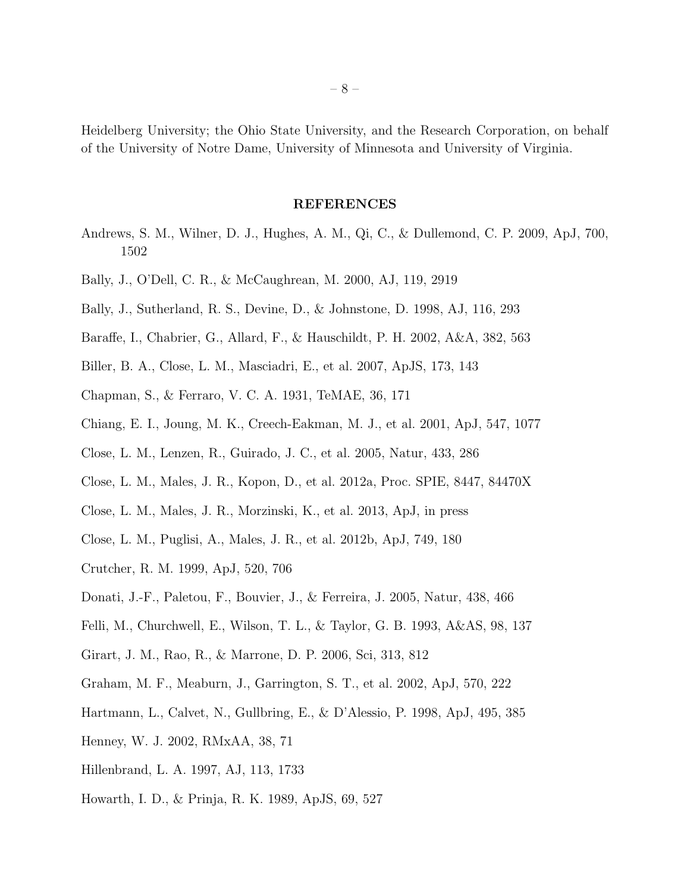Heidelberg University; the Ohio State University, and the Research Corporation, on behalf of the University of Notre Dame, University of Minnesota and University of Virginia.

## REFERENCES

Andrews, S. M., Wilner, D. J., Hughes, A. M., Qi, C., & Dullemond, C. P. 2009, ApJ, 700, 1502

Bally, J., O'Dell, C. R., & McCaughrean, M. 2000, AJ, 119, 2919

Bally, J., Sutherland, R. S., Devine, D., & Johnstone, D. 1998, AJ, 116, 293

Baraffe, I., Chabrier, G., Allard, F., & Hauschildt, P. H. 2002, A&A, 382, 563

Biller, B. A., Close, L. M., Masciadri, E., et al. 2007, ApJS, 173, 143

Chapman, S., & Ferraro, V. C. A. 1931, TeMAE, 36, 171

Chiang, E. I., Joung, M. K., Creech-Eakman, M. J., et al. 2001, ApJ, 547, 1077

Close, L. M., Lenzen, R., Guirado, J. C., et al. 2005, Natur, 433, 286

Close, L. M., Males, J. R., Kopon, D., et al. 2012a, Proc. SPIE, 8447, 84470X

Close, L. M., Males, J. R., Morzinski, K., et al. 2013, ApJ, in press

Close, L. M., Puglisi, A., Males, J. R., et al. 2012b, ApJ, 749, 180

Crutcher, R. M. 1999, ApJ, 520, 706

Donati, J.-F., Paletou, F., Bouvier, J., & Ferreira, J. 2005, Natur, 438, 466

Felli, M., Churchwell, E., Wilson, T. L., & Taylor, G. B. 1993, A&AS, 98, 137

Girart, J. M., Rao, R., & Marrone, D. P. 2006, Sci, 313, 812

Graham, M. F., Meaburn, J., Garrington, S. T., et al. 2002, ApJ, 570, 222

Hartmann, L., Calvet, N., Gullbring, E., & D'Alessio, P. 1998, ApJ, 495, 385

Henney, W. J. 2002, RMxAA, 38, 71

Hillenbrand, L. A. 1997, AJ, 113, 1733

Howarth, I. D., & Prinja, R. K. 1989, ApJS, 69, 527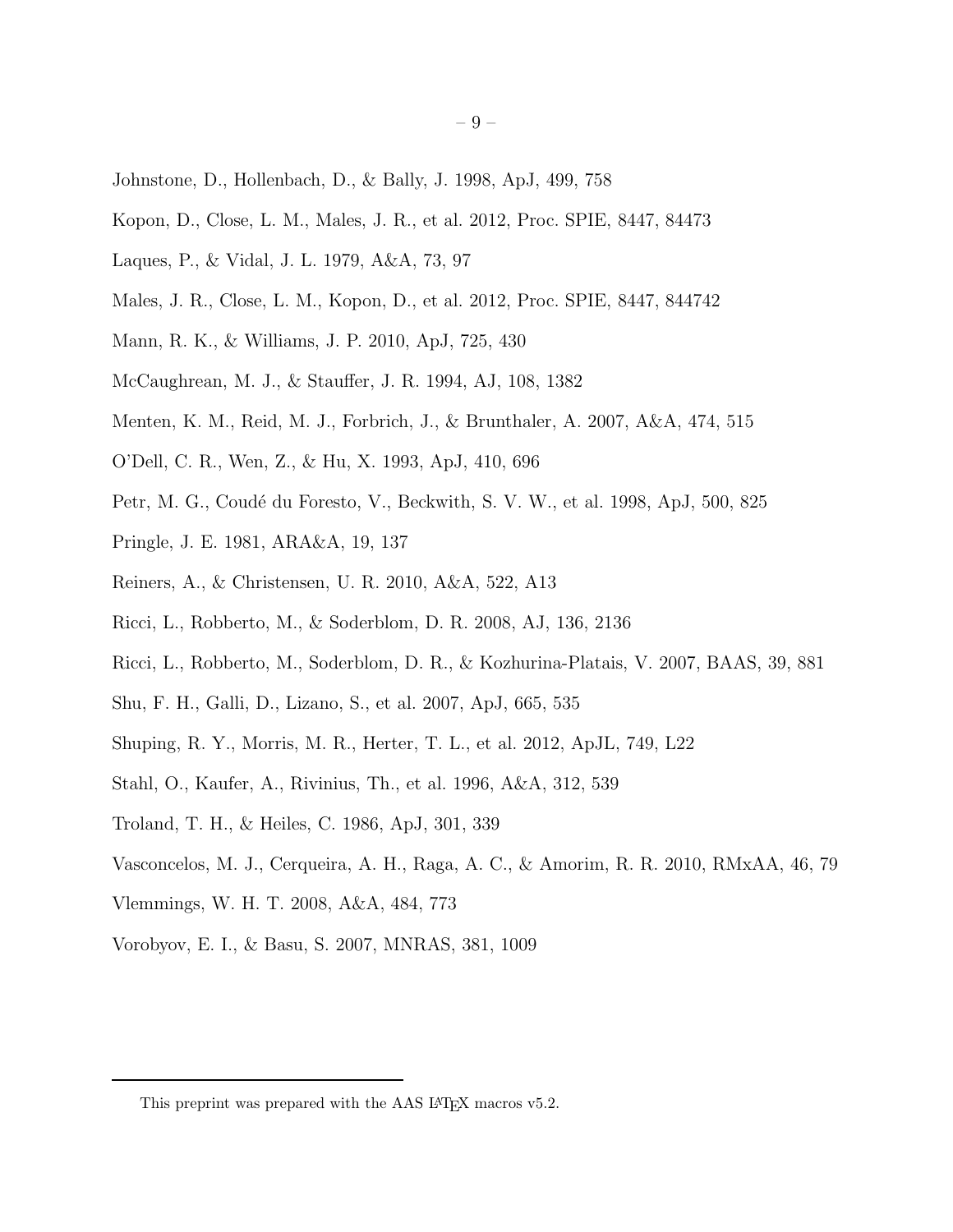Johnstone, D., Hollenbach, D., & Bally, J. 1998, ApJ, 499, 758

Kopon, D., Close, L. M., Males, J. R., et al. 2012, Proc. SPIE, 8447, 84473

Laques, P., & Vidal, J. L. 1979, A&A, 73, 97

Males, J. R., Close, L. M., Kopon, D., et al. 2012, Proc. SPIE, 8447, 844742

Mann, R. K., & Williams, J. P. 2010, ApJ, 725, 430

McCaughrean, M. J., & Stauffer, J. R. 1994, AJ, 108, 1382

Menten, K. M., Reid, M. J., Forbrich, J., & Brunthaler, A. 2007, A&A, 474, 515

O'Dell, C. R., Wen, Z., & Hu, X. 1993, ApJ, 410, 696

Petr, M. G., Coudé du Foresto, V., Beckwith, S. V. W., et al. 1998, ApJ, 500, 825

Pringle, J. E. 1981, ARA&A, 19, 137

Reiners, A., & Christensen, U. R. 2010, A&A, 522, A13

Ricci, L., Robberto, M., & Soderblom, D. R. 2008, AJ, 136, 2136

Ricci, L., Robberto, M., Soderblom, D. R., & Kozhurina-Platais, V. 2007, BAAS, 39, 881

Shu, F. H., Galli, D., Lizano, S., et al. 2007, ApJ, 665, 535

Shuping, R. Y., Morris, M. R., Herter, T. L., et al. 2012, ApJL, 749, L22

Stahl, O., Kaufer, A., Rivinius, Th., et al. 1996, A&A, 312, 539

Troland, T. H., & Heiles, C. 1986, ApJ, 301, 339

Vasconcelos, M. J., Cerqueira, A. H., Raga, A. C., & Amorim, R. R. 2010, RMxAA, 46, 79

Vlemmings, W. H. T. 2008, A&A, 484, 773

Vorobyov, E. I., & Basu, S. 2007, MNRAS, 381, 1009

This preprint was prepared with the AAS LaTeX macros v5.2.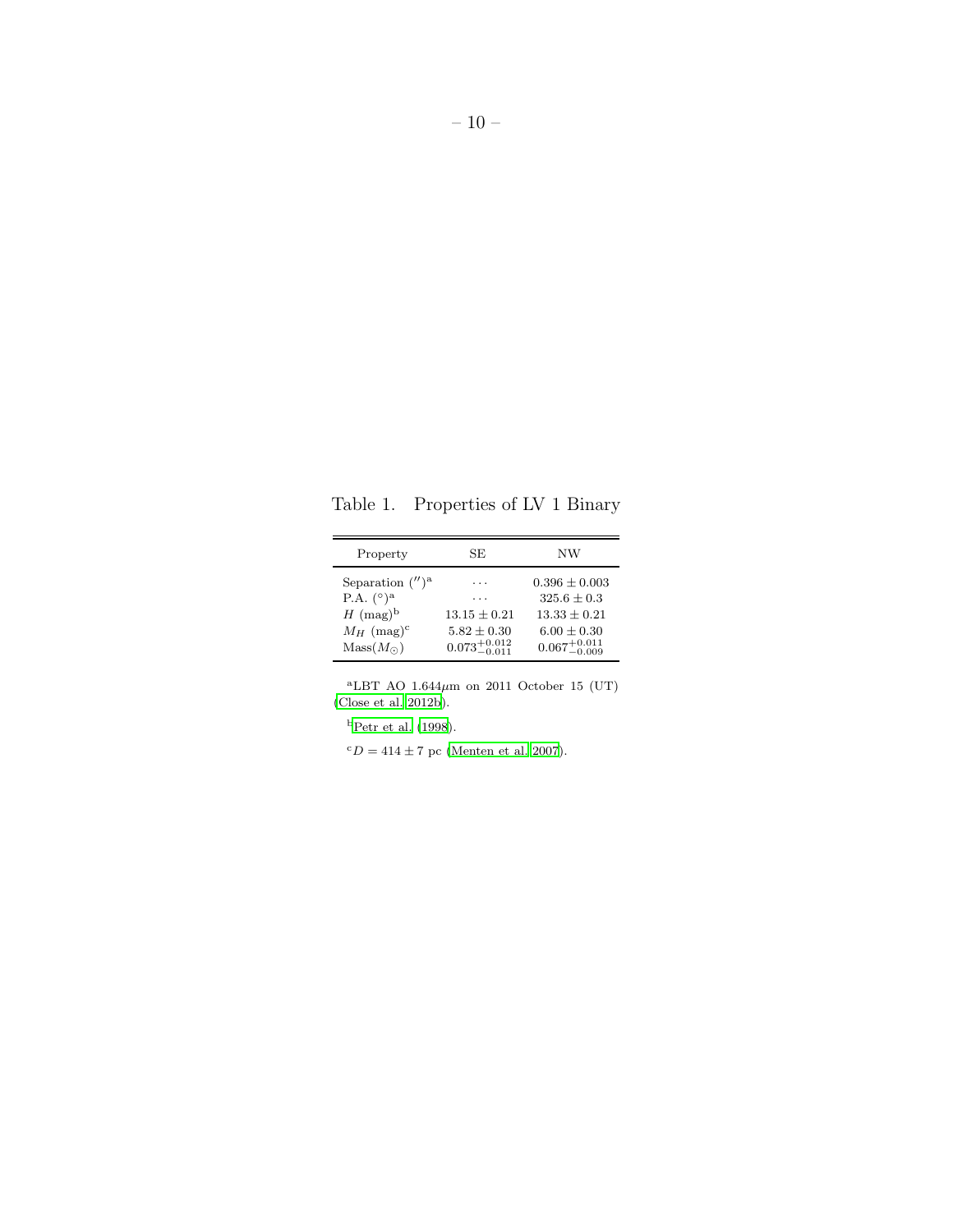Table 1. Properties of LV 1 Binary

| Property | SE | NW |
|---|---|---|
| Separation ($''$)[a] | ... | $0.396 \pm 0.003$ |
| P.A. ($^\circ$)[a] | ... | $325.6 \pm 0.3$ |
| $H$ (mag)[b] | $13.15 \pm 0.21$ | $13.33 \pm 0.21$ |
| $M_H$ (mag)[c] | $5.82 \pm 0.30$ | $6.00 \pm 0.30$ |
| Mass($M_\odot$) | $0.073^{+0.012}_{-0.011}$ | $0.067^{+0.011}_{-0.009}$ |

[a]LBT AO 1.644$\mu$m on 2011 October 15 (UT) (Close et al. 2012b).

[b]Petr et al. (1998).

[c]$D = 414 \pm 7$ pc (Menten et al. 2007).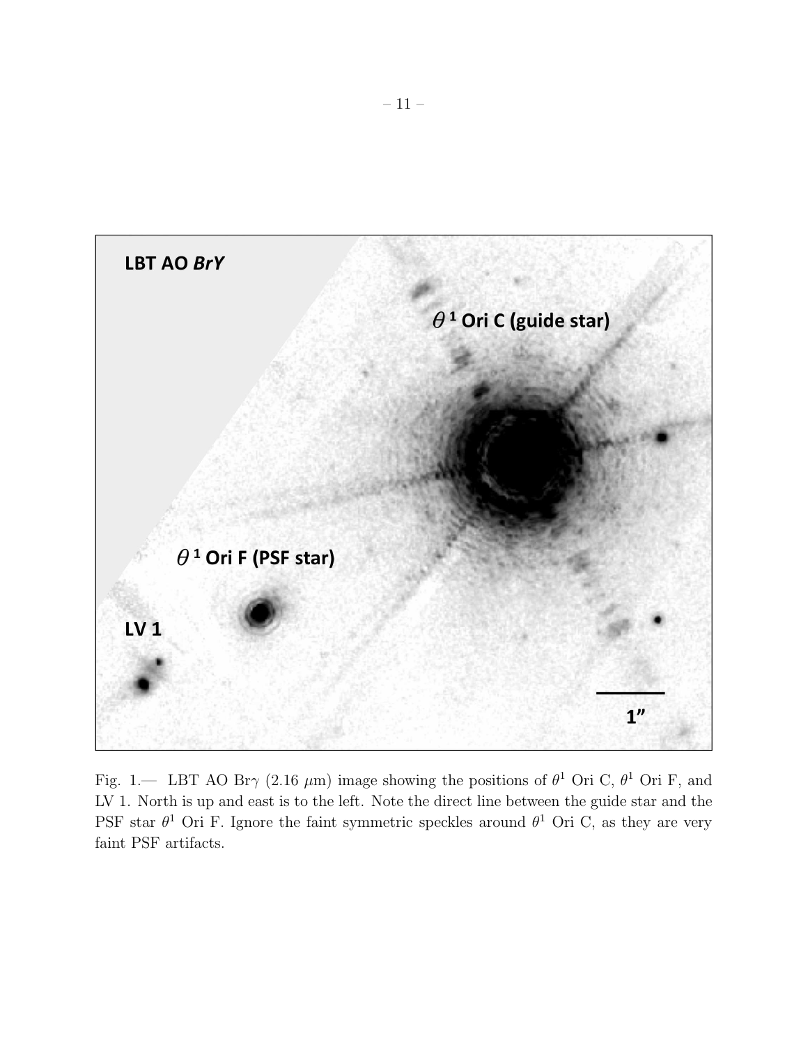Fig. 1.— LBT AO Br$\gamma$ (2.16 $\mu$m) image showing the positions of $\theta^1$ Ori C, $\theta^1$ Ori F, and LV 1. North is up and east is to the left. Note the direct line between the guide star and the PSF star $\theta^1$ Ori F. Ignore the faint symmetric speckles around $\theta^1$ Ori C, as they are very faint PSF artifacts.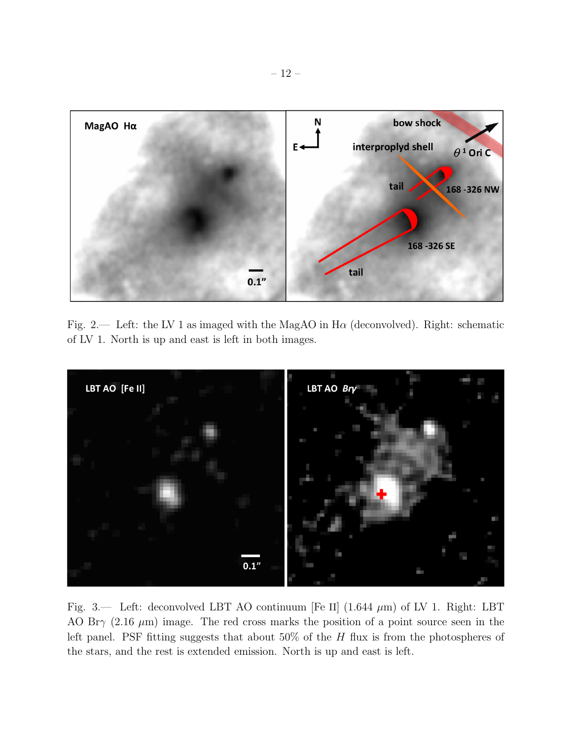Fig. 2.— Left: the LV 1 as imaged with the MagAO in H$\alpha$ (deconvolved). Right: schematic of LV 1. North is up and east is left in both images.

Fig. 3.— Left: deconvolved LBT AO continuum [Fe II] (1.644 $\mu$m) of LV 1. Right: LBT AO Br$\gamma$ (2.16 $\mu$m) image. The red cross marks the position of a point source seen in the left panel. PSF fitting suggests that about 50% of the $H$ flux is from the photospheres of the stars, and the rest is extended emission. North is up and east is left.